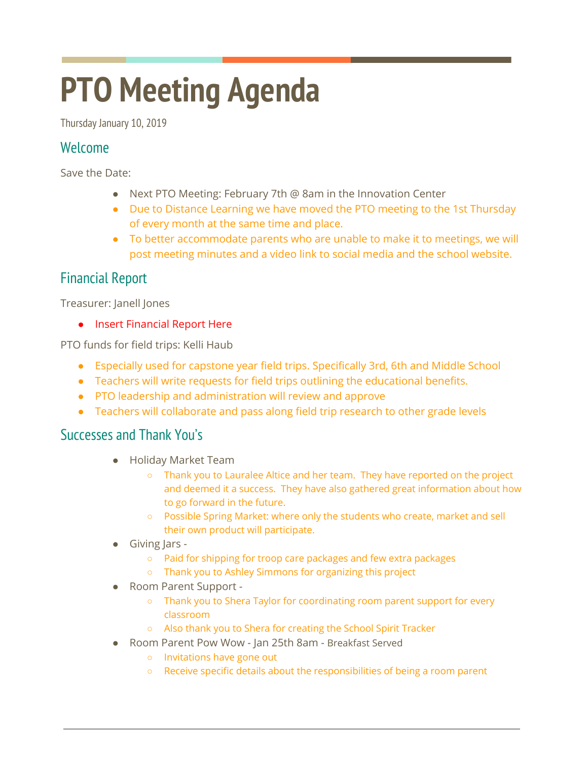# PTO Meeting Agenda

Thursday January 10, 2019

## Welcome

Save the Date:

- Next PTO Meeting: February 7th @ 8am in the Innovation Center
- Due to Distance Learning we have moved the PTO meeting to the 1st Thursday of every month at the same time and place.
- To better accommodate parents who are unable to make it to meetings, we will post meeting minutes and a video link to social media and the school website.

## Financial Report

Treasurer: Janell Jones

- Insert Financial Report Here

PTO funds for field trips: Kelli Haub

- Especially used for capstone year field trips. Specifically 3rd, 6th and Middle School
- Teachers will write requests for field trips outlining the educational benefits.
- PTO leadership and administration will review and approve
- Teachers will collaborate and pass along field trip research to other grade levels

## Successes and Thank You's

- Holiday Market Team
  - Thank you to Lauralee Altice and her team. They have reported on the project and deemed it a success. They have also gathered great information about how to go forward in the future.
  - Possible Spring Market: where only the students who create, market and sell their own product will participate.
- Giving Jars -
  - Paid for shipping for troop care packages and few extra packages
  - Thank you to Ashley Simmons for organizing this project
- Room Parent Support -
  - Thank you to Shera Taylor for coordinating room parent support for every classroom
  - Also thank you to Shera for creating the School Spirit Tracker
- Room Parent Pow Wow - Jan 25th 8am - Breakfast Served
  - Invitations have gone out
  - Receive specific details about the responsibilities of being a room parent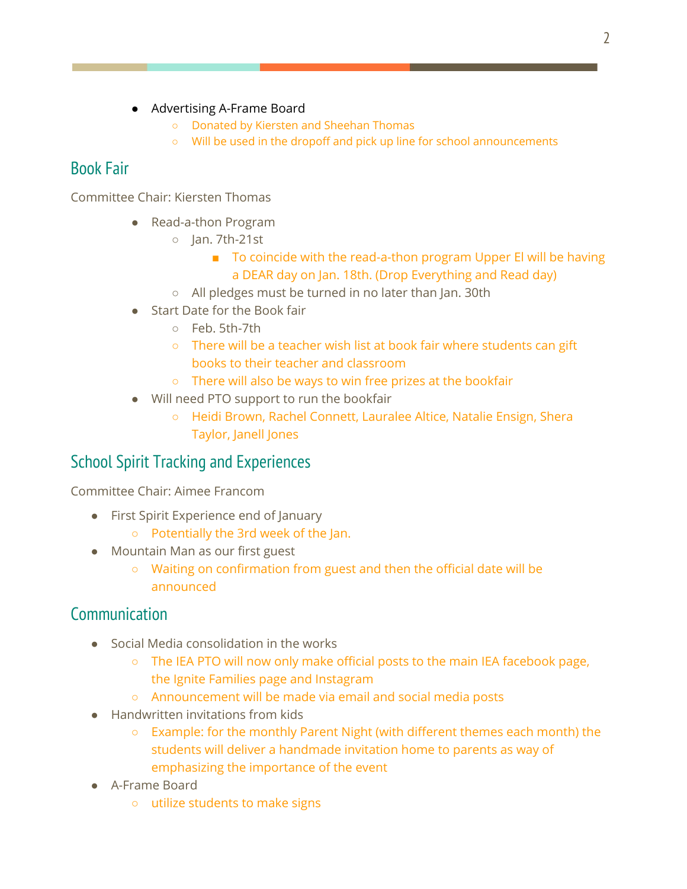- Advertising A-Frame Board
    - Donated by Kiersten and Sheehan Thomas
    - Will be used in the dropoff and pick up line for school announcements

## Book Fair

Committee Chair: Kiersten Thomas

- Read-a-thon Program
    - Jan. 7th-21st
        - To coincide with the read-a-thon program Upper El will be having a DEAR day on Jan. 18th. (Drop Everything and Read day)
    - All pledges must be turned in no later than Jan. 30th
- Start Date for the Book fair
    - Feb. 5th-7th
    - There will be a teacher wish list at book fair where students can gift books to their teacher and classroom
    - There will also be ways to win free prizes at the bookfair
- Will need PTO support to run the bookfair
    - Heidi Brown, Rachel Connett, Lauralee Altice, Natalie Ensign, Shera Taylor, Janell Jones

## School Spirit Tracking and Experiences

Committee Chair: Aimee Francom

- First Spirit Experience end of January
    - Potentially the 3rd week of the Jan.
- Mountain Man as our first guest
    - Waiting on confirmation from guest and then the official date will be announced

## Communication

- Social Media consolidation in the works
    - The IEA PTO will now only make official posts to the main IEA facebook page, the Ignite Families page and Instagram
    - Announcement will be made via email and social media posts
- Handwritten invitations from kids
    - Example: for the monthly Parent Night (with different themes each month) the students will deliver a handmade invitation home to parents as way of emphasizing the importance of the event
- A-Frame Board
    - utilize students to make signs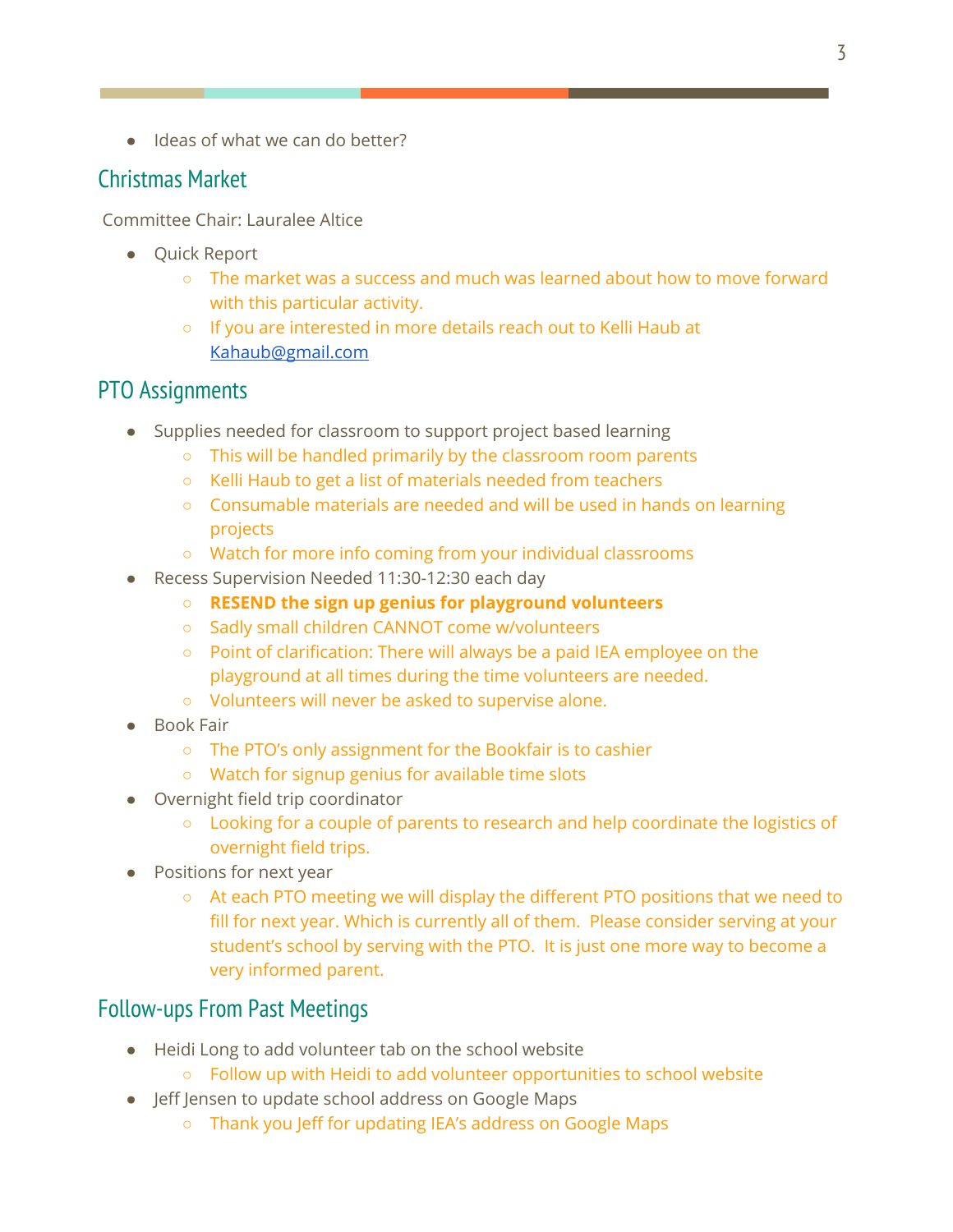- Ideas of what we can do better?

## Christmas Market

Committee Chair: Lauralee Altice

- Quick Report
  - The market was a success and much was learned about how to move forward with this particular activity.
  - If you are interested in more details reach out to Kelli Haub at Kahaub@gmail.com

## PTO Assignments

- Supplies needed for classroom to support project based learning
  - This will be handled primarily by the classroom room parents
  - Kelli Haub to get a list of materials needed from teachers
  - Consumable materials are needed and will be used in hands on learning projects
  - Watch for more info coming from your individual classrooms
- Recess Supervision Needed 11:30-12:30 each day
  - **RESEND the sign up genius for playground volunteers**
  - Sadly small children CANNOT come w/volunteers
  - Point of clarification: There will always be a paid IEA employee on the playground at all times during the time volunteers are needed.
  - Volunteers will never be asked to supervise alone.
- Book Fair
  - The PTO's only assignment for the Bookfair is to cashier
  - Watch for signup genius for available time slots
- Overnight field trip coordinator
  - Looking for a couple of parents to research and help coordinate the logistics of overnight field trips.
- Positions for next year
  - At each PTO meeting we will display the different PTO positions that we need to fill for next year. Which is currently all of them. Please consider serving at your student's school by serving with the PTO. It is just one more way to become a very informed parent.

## Follow-ups From Past Meetings

- Heidi Long to add volunteer tab on the school website
  - Follow up with Heidi to add volunteer opportunities to school website
- Jeff Jensen to update school address on Google Maps
  - Thank you Jeff for updating IEA's address on Google Maps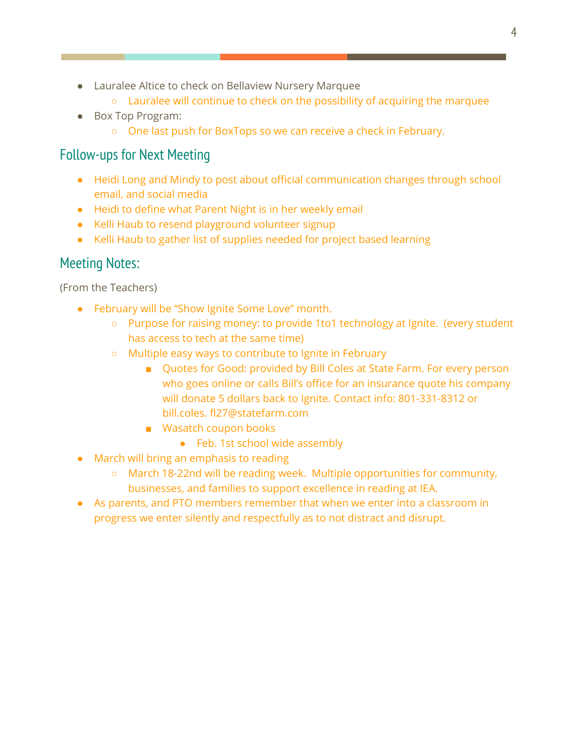- Lauralee Altice to check on Bellaview Nursery Marquee
  - Lauralee will continue to check on the possibility of acquiring the marquee
- Box Top Program:
  - One last push for BoxTops so we can receive a check in February.

## Follow-ups for Next Meeting

- Heidi Long and Mindy to post about official communication changes through school email, and social media
- Heidi to define what Parent Night is in her weekly email
- Kelli Haub to resend playground volunteer signup
- Kelli Haub to gather list of supplies needed for project based learning

## Meeting Notes:

(From the Teachers)

- February will be "Show Ignite Some Love" month.
  - Purpose for raising money: to provide 1to1 technology at Ignite. (every student has access to tech at the same time)
  - Multiple easy ways to contribute to Ignite in February
    - Quotes for Good: provided by Bill Coles at State Farm. For every person who goes online or calls Bill's office for an insurance quote his company will donate 5 dollars back to Ignite. Contact info: 801-331-8312 or bill.coles. fl27@statefarm.com
    - Wasatch coupon books
      - Feb. 1st school wide assembly
- March will bring an emphasis to reading
  - March 18-22nd will be reading week. Multiple opportunities for community, businesses, and families to support excellence in reading at IEA.
- As parents, and PTO members remember that when we enter into a classroom in progress we enter silently and respectfully as to not distract and disrupt.